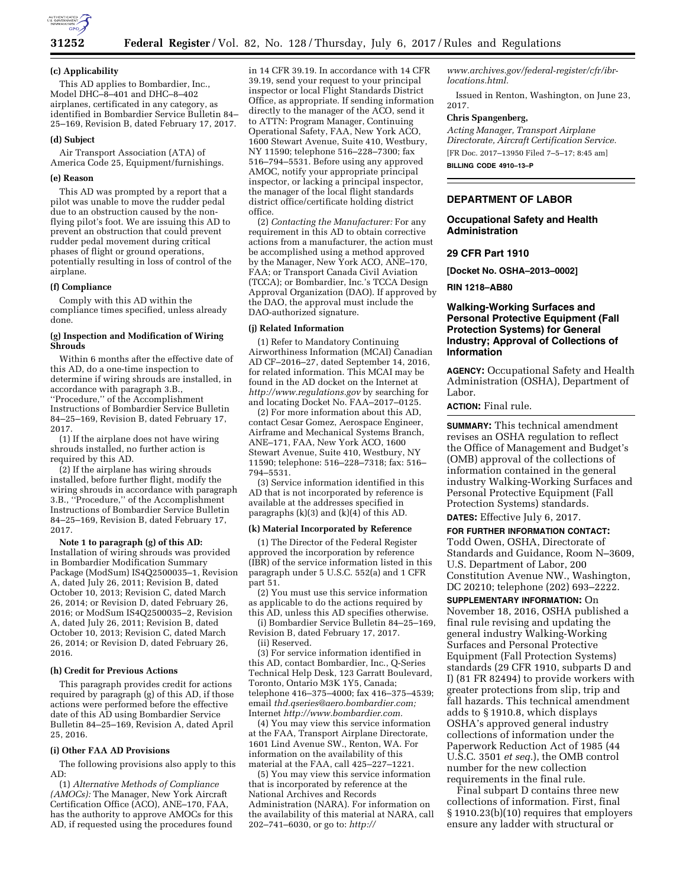**(c) Applicability**

This AD applies to Bombardier, Inc., Model DHC–8–401 and DHC–8–402 airplanes, certificated in any category, as identified in Bombardier Service Bulletin 84–25–169, Revision B, dated February 17, 2017.

**(d) Subject**

Air Transport Association (ATA) of America Code 25, Equipment/furnishings.

**(e) Reason**

This AD was prompted by a report that a pilot was unable to move the rudder pedal due to an obstruction caused by the non-flying pilot's foot. We are issuing this AD to prevent an obstruction that could prevent rudder pedal movement during critical phases of flight or ground operations, potentially resulting in loss of control of the airplane.

**(f) Compliance**

Comply with this AD within the compliance times specified, unless already done.

**(g) Inspection and Modification of Wiring Shrouds**

Within 6 months after the effective date of this AD, do a one-time inspection to determine if wiring shrouds are installed, in accordance with paragraph 3.B., ''Procedure,'' of the Accomplishment Instructions of Bombardier Service Bulletin 84–25–169, Revision B, dated February 17, 2017.

(1) If the airplane does not have wiring shrouds installed, no further action is required by this AD.

(2) If the airplane has wiring shrouds installed, before further flight, modify the wiring shrouds in accordance with paragraph 3.B., ''Procedure,'' of the Accomplishment Instructions of Bombardier Service Bulletin 84–25–169, Revision B, dated February 17, 2017.

**Note 1 to paragraph (g) of this AD:** Installation of wiring shrouds was provided in Bombardier Modification Summary Package (ModSum) IS4Q2500035–1, Revision A, dated July 26, 2011; Revision B, dated October 10, 2013; Revision C, dated March 26, 2014; or Revision D, dated February 26, 2016; or ModSum IS4Q2500035–2, Revision A, dated July 26, 2011; Revision B, dated October 10, 2013; Revision C, dated March 26, 2014; or Revision D, dated February 26, 2016.

**(h) Credit for Previous Actions**

This paragraph provides credit for actions required by paragraph (g) of this AD, if those actions were performed before the effective date of this AD using Bombardier Service Bulletin 84–25–169, Revision A, dated April 25, 2016.

**(i) Other FAA AD Provisions**

The following provisions also apply to this AD:

(1) *Alternative Methods of Compliance (AMOCs):* The Manager, New York Aircraft Certification Office (ACO), ANE–170, FAA, has the authority to approve AMOCs for this AD, if requested using the procedures found in 14 CFR 39.19. In accordance with 14 CFR 39.19, send your request to your principal inspector or local Flight Standards District Office, as appropriate. If sending information directly to the manager of the ACO, send it to ATTN: Program Manager, Continuing Operational Safety, FAA, New York ACO, 1600 Stewart Avenue, Suite 410, Westbury, NY 11590; telephone 516–228–7300; fax 516–794–5531. Before using any approved AMOC, notify your appropriate principal inspector, or lacking a principal inspector, the manager of the local flight standards district office/certificate holding district office.

(2) *Contacting the Manufacturer:* For any requirement in this AD to obtain corrective actions from a manufacturer, the action must be accomplished using a method approved by the Manager, New York ACO, ANE–170, FAA; or Transport Canada Civil Aviation (TCCA); or Bombardier, Inc.'s TCCA Design Approval Organization (DAO). If approved by the DAO, the approval must include the DAO-authorized signature.

**(j) Related Information**

(1) Refer to Mandatory Continuing Airworthiness Information (MCAI) Canadian AD CF–2016–27, dated September 14, 2016, for related information. This MCAI may be found in the AD docket on the Internet at *http://www.regulations.gov* by searching for and locating Docket No. FAA–2017–0125.

(2) For more information about this AD, contact Cesar Gomez, Aerospace Engineer, Airframe and Mechanical Systems Branch, ANE–171, FAA, New York ACO, 1600 Stewart Avenue, Suite 410, Westbury, NY 11590; telephone: 516–228–7318; fax: 516–794–5531.

(3) Service information identified in this AD that is not incorporated by reference is available at the addresses specified in paragraphs (k)(3) and (k)(4) of this AD.

**(k) Material Incorporated by Reference**

(1) The Director of the Federal Register approved the incorporation by reference (IBR) of the service information listed in this paragraph under 5 U.S.C. 552(a) and 1 CFR part 51.

(2) You must use this service information as applicable to do the actions required by this AD, unless this AD specifies otherwise.

(i) Bombardier Service Bulletin 84–25–169, Revision B, dated February 17, 2017.

(ii) Reserved.

(3) For service information identified in this AD, contact Bombardier, Inc., Q-Series Technical Help Desk, 123 Garratt Boulevard, Toronto, Ontario M3K 1Y5, Canada; telephone 416–375–4000; fax 416–375–4539; email *thd.qseries@aero.bombardier.com;* Internet *http://www.bombardier.com.*

(4) You may view this service information at the FAA, Transport Airplane Directorate, 1601 Lind Avenue SW., Renton, WA. For information on the availability of this material at the FAA, call 425–227–1221.

(5) You may view this service information that is incorporated by reference at the National Archives and Records Administration (NARA). For information on the availability of this material at NARA, call 202–741–6030, or go to: *http://www.archives.gov/federal-register/cfr/ibr-locations.html.*

Issued in Renton, Washington, on June 23, 2017.

**Chris Spangenberg,**

*Acting Manager, Transport Airplane Directorate, Aircraft Certification Service.*

[FR Doc. 2017–13950 Filed 7–5–17; 8:45 am]

**BILLING CODE 4910–13–P**

---

## DEPARTMENT OF LABOR

### Occupational Safety and Health Administration

### 29 CFR Part 1910

**[Docket No. OSHA–2013–0002]**

**RIN 1218–AB80**

### Walking-Working Surfaces and Personal Protective Equipment (Fall Protection Systems) for General Industry; Approval of Collections of Information

**AGENCY:** Occupational Safety and Health Administration (OSHA), Department of Labor.

**ACTION:** Final rule.

**SUMMARY:** This technical amendment revises an OSHA regulation to reflect the Office of Management and Budget's (OMB) approval of the collections of information contained in the general industry Walking-Working Surfaces and Personal Protective Equipment (Fall Protection Systems) standards.

**DATES:** Effective July 6, 2017.

**FOR FURTHER INFORMATION CONTACT:** Todd Owen, OSHA, Directorate of Standards and Guidance, Room N–3609, U.S. Department of Labor, 200 Constitution Avenue NW., Washington, DC 20210; telephone (202) 693–2222.

**SUPPLEMENTARY INFORMATION:** On November 18, 2016, OSHA published a final rule revising and updating the general industry Walking-Working Surfaces and Personal Protective Equipment (Fall Protection Systems) standards (29 CFR 1910, subparts D and I) (81 FR 82494) to provide workers with greater protections from slip, trip and fall hazards. This technical amendment adds to § 1910.8, which displays OSHA's approved general industry collections of information under the Paperwork Reduction Act of 1985 (44 U.S.C. 3501 *et seq.*), the OMB control number for the new collection requirements in the final rule.

Final subpart D contains three new collections of information. First, final § 1910.23(b)(10) requires that employers ensure any ladder with structural or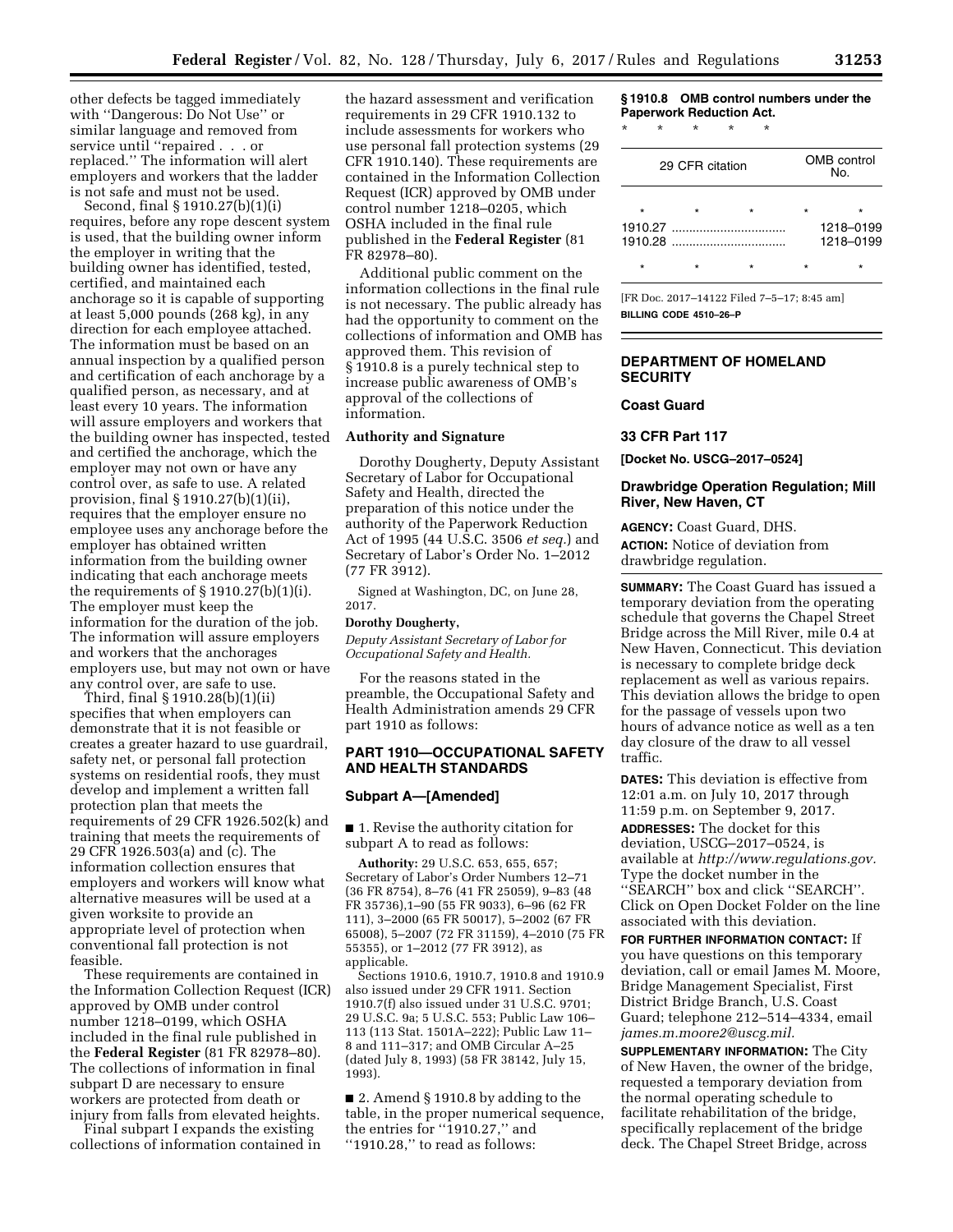other defects be tagged immediately with ''Dangerous: Do Not Use'' or similar language and removed from service until ''repaired . . . or replaced.'' The information will alert employers and workers that the ladder is not safe and must not be used.

Second, final § 1910.27(b)(1)(i) requires, before any rope descent system is used, that the building owner inform the employer in writing that the building owner has identified, tested, certified, and maintained each anchorage so it is capable of supporting at least 5,000 pounds (268 kg), in any direction for each employee attached. The information must be based on an annual inspection by a qualified person and certification of each anchorage by a qualified person, as necessary, and at least every 10 years. The information will assure employers and workers that the building owner has inspected, tested and certified the anchorage, which the employer may not own or have any control over, as safe to use. A related provision, final § 1910.27(b)(1)(ii), requires that the employer ensure no employee uses any anchorage before the employer has obtained written information from the building owner indicating that each anchorage meets the requirements of § 1910.27(b)(1)(i). The employer must keep the information for the duration of the job. The information will assure employers and workers that the anchorages employers use, but may not own or have any control over, are safe to use.

Third, final § 1910.28(b)(1)(ii) specifies that when employers can demonstrate that it is not feasible or creates a greater hazard to use guardrail, safety net, or personal fall protection systems on residential roofs, they must develop and implement a written fall protection plan that meets the requirements of 29 CFR 1926.502(k) and training that meets the requirements of 29 CFR 1926.503(a) and (c). The information collection ensures that employers and workers will know what alternative measures will be used at a given worksite to provide an appropriate level of protection when conventional fall protection is not feasible.

These requirements are contained in the Information Collection Request (ICR) approved by OMB under control number 1218–0199, which OSHA included in the final rule published in the **Federal Register** (81 FR 82978–80). The collections of information in final subpart D are necessary to ensure workers are protected from death or injury from falls from elevated heights.

Final subpart I expands the existing collections of information contained in the hazard assessment and verification requirements in 29 CFR 1910.132 to include assessments for workers who use personal fall protection systems (29 CFR 1910.140). These requirements are contained in the Information Collection Request (ICR) approved by OMB under control number 1218–0205, which OSHA included in the final rule published in the **Federal Register** (81 FR 82978–80).

Additional public comment on the information collections in the final rule is not necessary. The public already has had the opportunity to comment on the collections of information and OMB has approved them. This revision of § 1910.8 is a purely technical step to increase public awareness of OMB's approval of the collections of information.

### Authority and Signature

Dorothy Dougherty, Deputy Assistant Secretary of Labor for Occupational Safety and Health, directed the preparation of this notice under the authority of the Paperwork Reduction Act of 1995 (44 U.S.C. 3506 *et seq.*) and Secretary of Labor's Order No. 1–2012 (77 FR 3912).

Signed at Washington, DC, on June 28, 2017.

**Dorothy Dougherty,**

*Deputy Assistant Secretary of Labor for Occupational Safety and Health.*

For the reasons stated in the preamble, the Occupational Safety and Health Administration amends 29 CFR part 1910 as follows:

## PART 1910—OCCUPATIONAL SAFETY AND HEALTH STANDARDS

### Subpart A—[Amended]

■ 1. Revise the authority citation for subpart A to read as follows:

**Authority:** 29 U.S.C. 653, 655, 657; Secretary of Labor's Order Numbers 12–71 (36 FR 8754), 8–76 (41 FR 25059), 9–83 (48 FR 35736),1–90 (55 FR 9033), 6–96 (62 FR 111), 3–2000 (65 FR 50017), 5–2002 (67 FR 65008), 5–2007 (72 FR 31159), 4–2010 (75 FR 55355), or 1–2012 (77 FR 3912), as applicable.

Sections 1910.6, 1910.7, 1910.8 and 1910.9 also issued under 29 CFR 1911. Section 1910.7(f) also issued under 31 U.S.C. 9701; 29 U.S.C. 9a; 5 U.S.C. 553; Public Law 106–113 (113 Stat. 1501A–222); Public Law 11–8 and 111–317; and OMB Circular A–25 (dated July 8, 1993) (58 FR 38142, July 15, 1993).

■ 2. Amend § 1910.8 by adding to the table, in the proper numerical sequence, the entries for ''1910.27,'' and ''1910.28,'' to read as follows:

**§ 1910.8 OMB control numbers under the Paperwork Reduction Act.**

\* \* \* \* \*

| 29 CFR citation | OMB control No. |
|---|---|
| \* \* \* | \* \* |
| 1910.27 | 1218–0199 |
| 1910.28 | 1218–0199 |
| \* \* \* | \* \* |

[FR Doc. 2017–14122 Filed 7–5–17; 8:45 am]

**BILLING CODE 4510–26–P**

---

## DEPARTMENT OF HOMELAND SECURITY

### Coast Guard

### 33 CFR Part 117

**[Docket No. USCG–2017–0524]**

### Drawbridge Operation Regulation; Mill River, New Haven, CT

**AGENCY:** Coast Guard, DHS.

**ACTION:** Notice of deviation from drawbridge regulation.

**SUMMARY:** The Coast Guard has issued a temporary deviation from the operating schedule that governs the Chapel Street Bridge across the Mill River, mile 0.4 at New Haven, Connecticut. This deviation is necessary to complete bridge deck replacement as well as various repairs. This deviation allows the bridge to open for the passage of vessels upon two hours of advance notice as well as a ten day closure of the draw to all vessel traffic.

**DATES:** This deviation is effective from 12:01 a.m. on July 10, 2017 through 11:59 p.m. on September 9, 2017.

**ADDRESSES:** The docket for this deviation, USCG–2017–0524, is available at *http://www.regulations.gov.* Type the docket number in the ''SEARCH'' box and click ''SEARCH''. Click on Open Docket Folder on the line associated with this deviation.

**FOR FURTHER INFORMATION CONTACT:** If you have questions on this temporary deviation, call or email James M. Moore, Bridge Management Specialist, First District Bridge Branch, U.S. Coast Guard; telephone 212–514–4334, email *james.m.moore2@uscg.mil.*

**SUPPLEMENTARY INFORMATION:** The City of New Haven, the owner of the bridge, requested a temporary deviation from the normal operating schedule to facilitate rehabilitation of the bridge, specifically replacement of the bridge deck. The Chapel Street Bridge, across